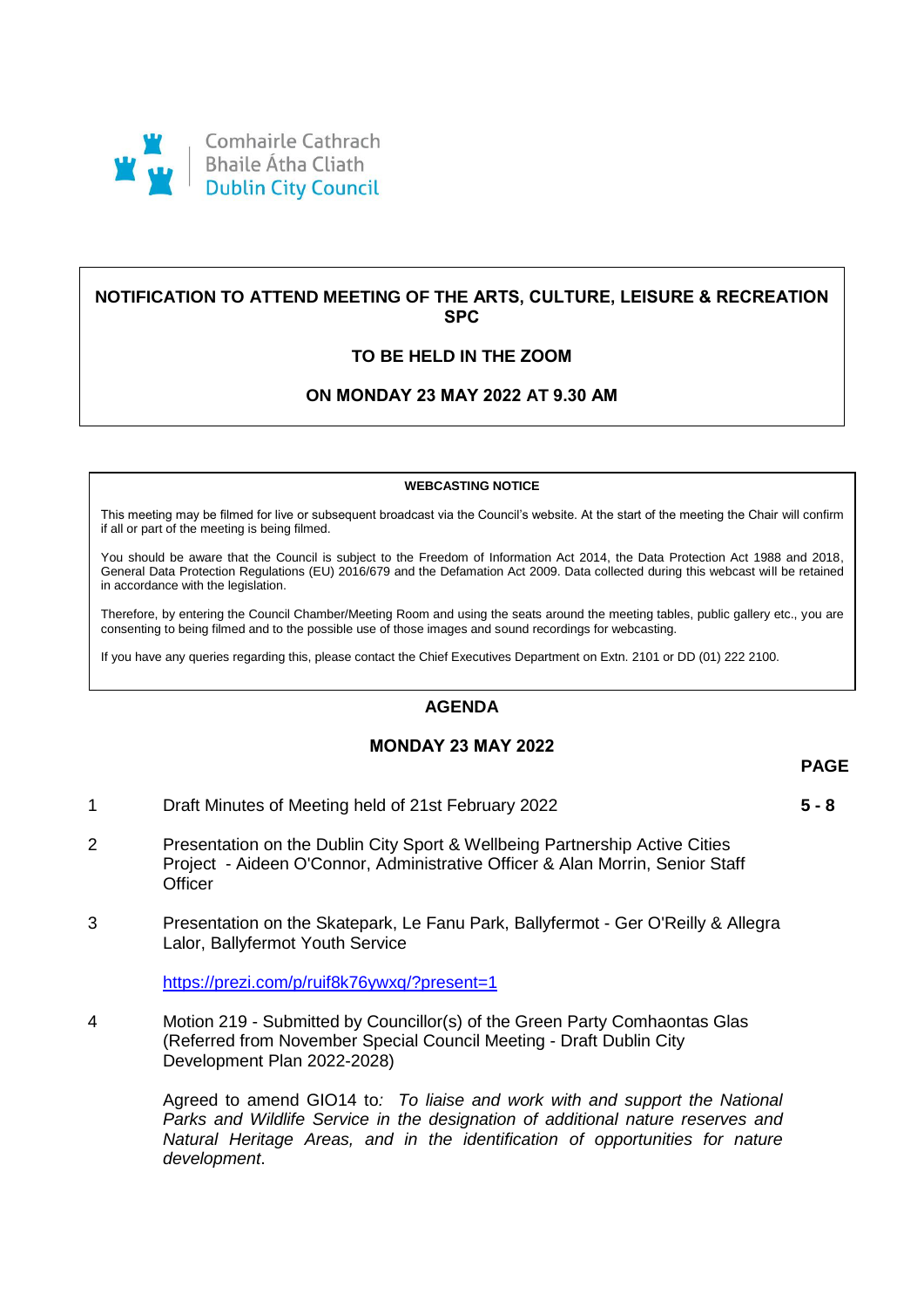Comhairle Cathrach
Bhaile Átha Cliath
Dublin City Council

**NOTIFICATION TO ATTEND MEETING OF THE ARTS, CULTURE, LEISURE & RECREATION SPC**

**TO BE HELD IN THE ZOOM**

**ON MONDAY 23 MAY 2022 AT 9.30 AM**

**WEBCASTING NOTICE**

This meeting may be filmed for live or subsequent broadcast via the Council's website. At the start of the meeting the Chair will confirm if all or part of the meeting is being filmed.

You should be aware that the Council is subject to the Freedom of Information Act 2014, the Data Protection Act 1988 and 2018, General Data Protection Regulations (EU) 2016/679 and the Defamation Act 2009. Data collected during this webcast will be retained in accordance with the legislation.

Therefore, by entering the Council Chamber/Meeting Room and using the seats around the meeting tables, public gallery etc., you are consenting to being filmed and to the possible use of those images and sound recordings for webcasting.

If you have any queries regarding this, please contact the Chief Executives Department on Extn. 2101 or DD (01) 222 2100.

## AGENDA

**MONDAY 23 MAY 2022**

| | | **PAGE** |
|---|---|---|
| 1 | Draft Minutes of Meeting held of 21st February 2022 | **5 - 8** |
| 2 | Presentation on the Dublin City Sport & Wellbeing Partnership Active Cities Project - Aideen O'Connor, Administrative Officer & Alan Morrin, Senior Staff Officer | |
| 3 | Presentation on the Skatepark, Le Fanu Park, Ballyfermot - Ger O'Reilly & Allegra Lalor, Ballyfermot Youth Service<br><br>https://prezi.com/p/ruif8k76ywxq/?present=1 | |
| 4 | Motion 219 - Submitted by Councillor(s) of the Green Party Comhaontas Glas (Referred from November Special Council Meeting - Draft Dublin City Development Plan 2022-2028)<br><br>Agreed to amend GIO14 to: *To liaise and work with and support the National Parks and Wildlife Service in the designation of additional nature reserves and Natural Heritage Areas, and in the identification of opportunities for nature development*. | |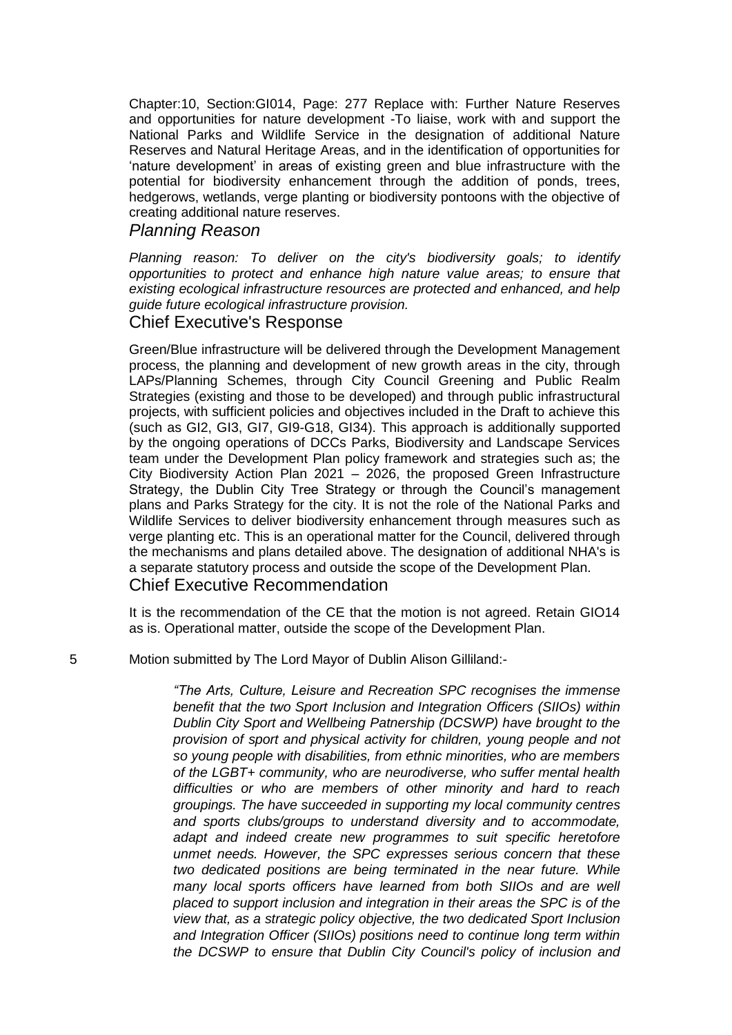Chapter:10, Section:GI014, Page: 277 Replace with: Further Nature Reserves and opportunities for nature development -To liaise, work with and support the National Parks and Wildlife Service in the designation of additional Nature Reserves and Natural Heritage Areas, and in the identification of opportunities for 'nature development' in areas of existing green and blue infrastructure with the potential for biodiversity enhancement through the addition of ponds, trees, hedgerows, wetlands, verge planting or biodiversity pontoons with the objective of creating additional nature reserves.

## *Planning Reason*

*Planning reason: To deliver on the city's biodiversity goals; to identify opportunities to protect and enhance high nature value areas; to ensure that existing ecological infrastructure resources are protected and enhanced, and help guide future ecological infrastructure provision.*

## Chief Executive's Response

Green/Blue infrastructure will be delivered through the Development Management process, the planning and development of new growth areas in the city, through LAPs/Planning Schemes, through City Council Greening and Public Realm Strategies (existing and those to be developed) and through public infrastructural projects, with sufficient policies and objectives included in the Draft to achieve this (such as GI2, GI3, GI7, GI9-G18, GI34). This approach is additionally supported by the ongoing operations of DCCs Parks, Biodiversity and Landscape Services team under the Development Plan policy framework and strategies such as; the City Biodiversity Action Plan 2021 – 2026, the proposed Green Infrastructure Strategy, the Dublin City Tree Strategy or through the Council's management plans and Parks Strategy for the city. It is not the role of the National Parks and Wildlife Services to deliver biodiversity enhancement through measures such as verge planting etc. This is an operational matter for the Council, delivered through the mechanisms and plans detailed above. The designation of additional NHA's is a separate statutory process and outside the scope of the Development Plan.

## Chief Executive Recommendation

It is the recommendation of the CE that the motion is not agreed. Retain GIO14 as is. Operational matter, outside the scope of the Development Plan.

5 Motion submitted by The Lord Mayor of Dublin Alison Gilliland:-

> *"The Arts, Culture, Leisure and Recreation SPC recognises the immense benefit that the two Sport Inclusion and Integration Officers (SIIOs) within Dublin City Sport and Wellbeing Patnership (DCSWP) have brought to the provision of sport and physical activity for children, young people and not so young people with disabilities, from ethnic minorities, who are members of the LGBT+ community, who are neurodiverse, who suffer mental health difficulties or who are members of other minority and hard to reach groupings. The have succeeded in supporting my local community centres and sports clubs/groups to understand diversity and to accommodate, adapt and indeed create new programmes to suit specific heretofore unmet needs. However, the SPC expresses serious concern that these two dedicated positions are being terminated in the near future. While many local sports officers have learned from both SIIOs and are well placed to support inclusion and integration in their areas the SPC is of the view that, as a strategic policy objective, the two dedicated Sport Inclusion and Integration Officer (SIIOs) positions need to continue long term within the DCSWP to ensure that Dublin City Council's policy of inclusion and*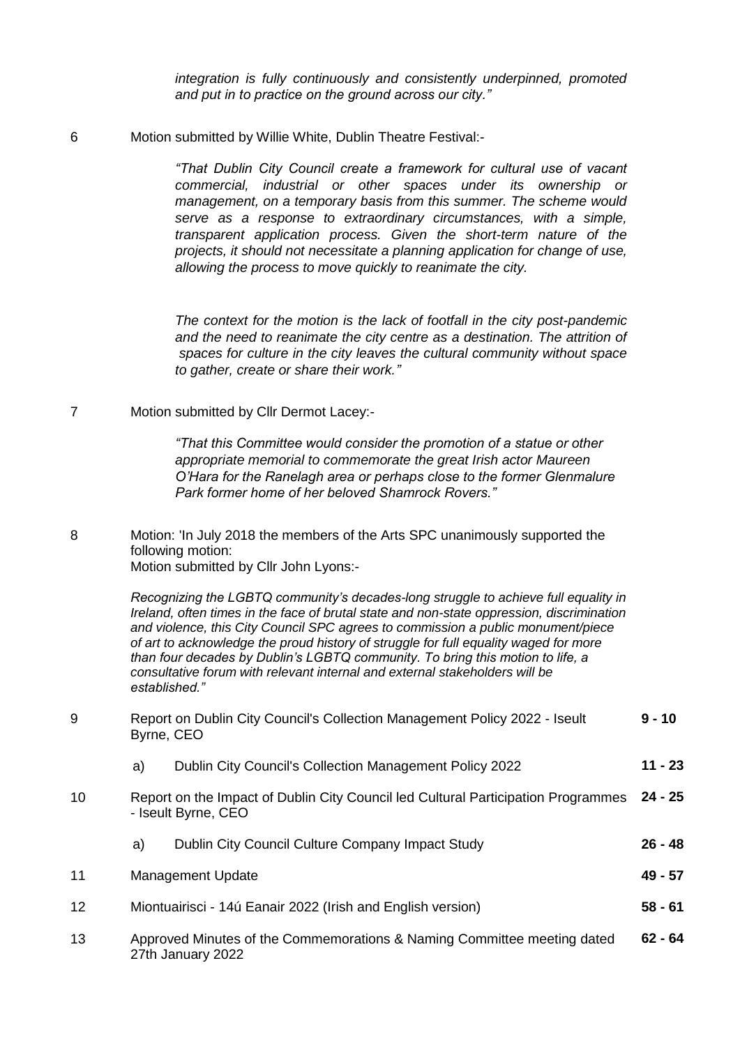*integration is fully continuously and consistently underpinned, promoted and put in to practice on the ground across our city."*

6 Motion submitted by Willie White, Dublin Theatre Festival:-

> *"That Dublin City Council create a framework for cultural use of vacant commercial, industrial or other spaces under its ownership or management, on a temporary basis from this summer. The scheme would serve as a response to extraordinary circumstances, with a simple, transparent application process. Given the short-term nature of the projects, it should not necessitate a planning application for change of use, allowing the process to move quickly to reanimate the city.*
>
> *The context for the motion is the lack of footfall in the city post-pandemic and the need to reanimate the city centre as a destination. The attrition of spaces for culture in the city leaves the cultural community without space to gather, create or share their work."*

7 Motion submitted by Cllr Dermot Lacey:-

> *"That this Committee would consider the promotion of a statue or other appropriate memorial to commemorate the great Irish actor Maureen O'Hara for the Ranelagh area or perhaps close to the former Glenmalure Park former home of her beloved Shamrock Rovers."*

8 Motion: 'In July 2018 the members of the Arts SPC unanimously supported the following motion:
Motion submitted by Cllr John Lyons:-

> *Recognizing the LGBTQ community's decades-long struggle to achieve full equality in Ireland, often times in the face of brutal state and non-state oppression, discrimination and violence, this City Council SPC agrees to commission a public monument/piece of art to acknowledge the proud history of struggle for full equality waged for more than four decades by Dublin's LGBTQ community. To bring this motion to life, a consultative forum with relevant internal and external stakeholders will be established."*

| | | | |
|---|---|---|---|
| 9 | Report on Dublin City Council's Collection Management Policy 2022 - Iseult Byrne, CEO | | **9 - 10** |
| | a) | Dublin City Council's Collection Management Policy 2022 | **11 - 23** |
| 10 | Report on the Impact of Dublin City Council led Cultural Participation Programmes - Iseult Byrne, CEO | | **24 - 25** |
| | a) | Dublin City Council Culture Company Impact Study | **26 - 48** |
| 11 | Management Update | | **49 - 57** |
| 12 | Miontuairiscí - 14ú Eanair 2022 (Irish and English version) | | **58 - 61** |
| 13 | Approved Minutes of the Commemorations & Naming Committee meeting dated 27th January 2022 | | **62 - 64** |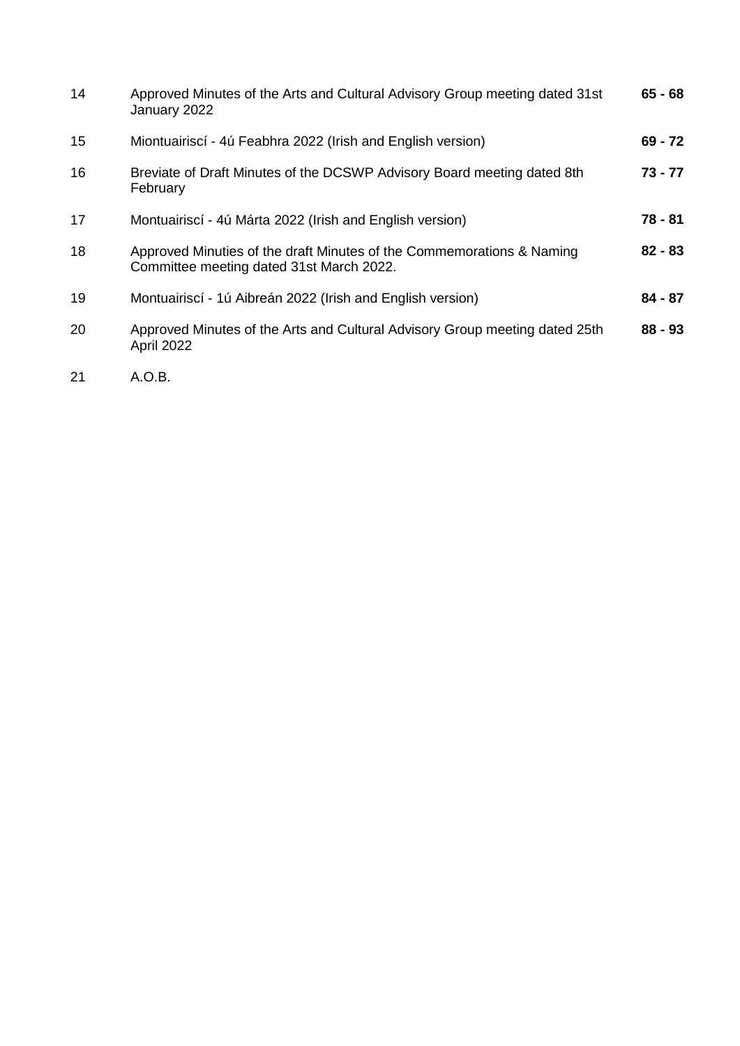| | | |
|---|---|---|
| 14 | Approved Minutes of the Arts and Cultural Advisory Group meeting dated 31st January 2022 | **65 - 68** |
| 15 | Miontuairiscí - 4ú Feabhra 2022 (Irish and English version) | **69 - 72** |
| 16 | Breviate of Draft Minutes of the DCSWP Advisory Board meeting dated 8th February | **73 - 77** |
| 17 | Montuairiscí - 4ú Márta 2022 (Irish and English version) | **78 - 81** |
| 18 | Approved Minuties of the draft Minutes of the Commemorations & Naming Committee meeting dated 31st March 2022. | **82 - 83** |
| 19 | Montuairiscí - 1ú Aibreán 2022 (Irish and English version) | **84 - 87** |
| 20 | Approved Minutes of the Arts and Cultural Advisory Group meeting dated 25th April 2022 | **88 - 93** |
| 21 | A.O.B. | |